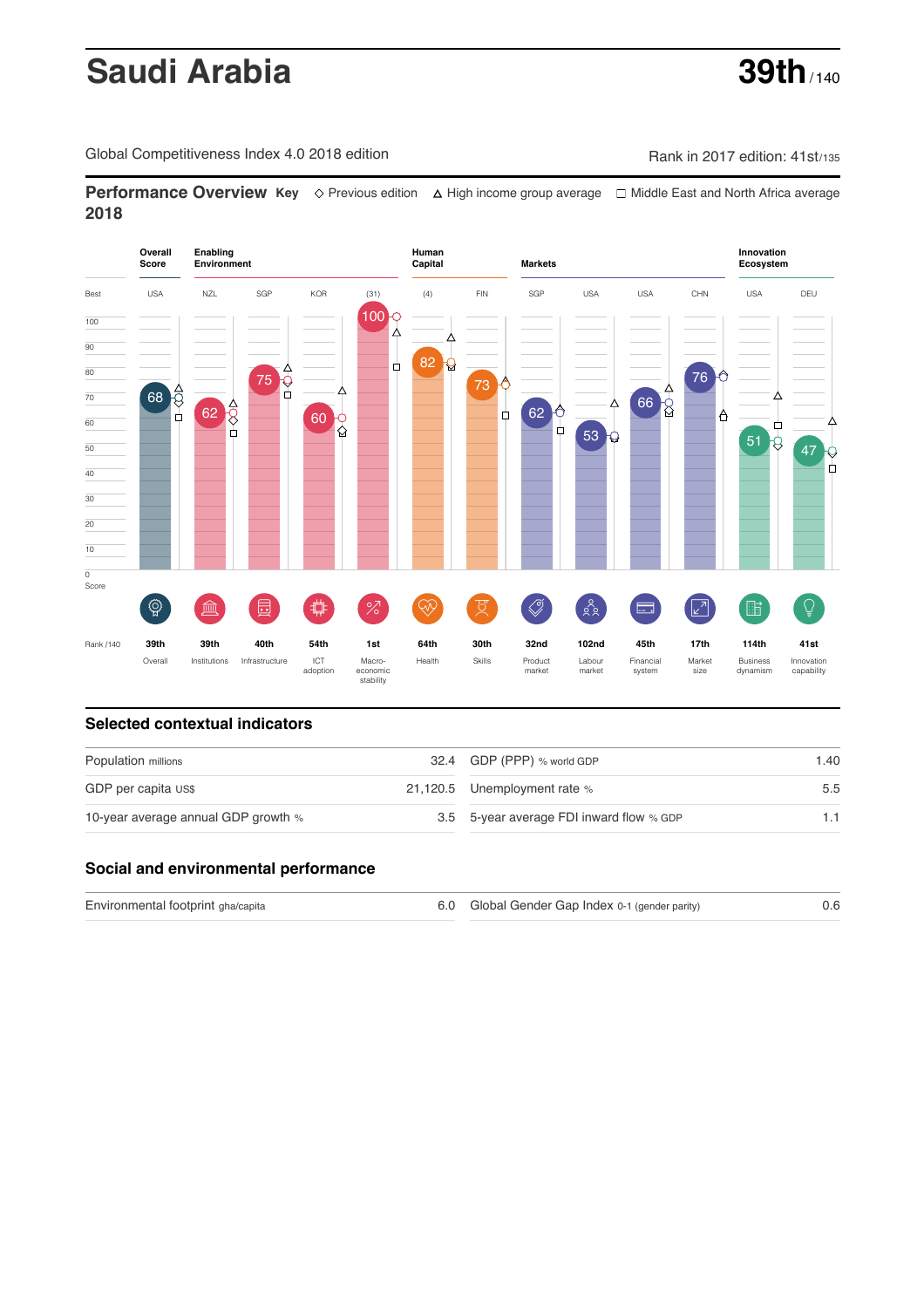# Saudi Arabia

**39th** / 140

Global Competitiveness Index 4.0 2018 edition

Rank in 2017 edition: 41st/135

## Performance Overview 2018

**Key** ◇ Previous edition △ High income group average □ Middle East and North Africa average

| | Overall Score | Enabling Environment | | | | Human Capital | | Markets | | | | Innovation Ecosystem | |
|---|---|---|---|---|---|---|---|---|---|---|---|---|---|
| Best | USA | NZL | SGP | KOR | (31) | (4) | FIN | SGP | USA | USA | CHN | USA | DEU |
| Score | 68 | 62 | 75 | 60 | 100 | 82 | 73 | 62 | 53 | 66 | 76 | 51 | 47 |
| Rank /140 | 39th | 39th | 40th | 54th | 1st | 64th | 30th | 32nd | 102nd | 45th | 17th | 114th | 41st |
| | Overall | Institutions | Infrastructure | ICT adoption | Macro-economic stability | Health | Skills | Product market | Labour market | Financial system | Market size | Business dynamism | Innovation capability |

## Selected contextual indicators

| | | | |
|---|---|---|---|
| Population millions | 32.4 | GDP (PPP) % world GDP | 1.40 |
| GDP per capita US$ | 21,120.5 | Unemployment rate % | 5.5 |
| 10-year average annual GDP growth % | 3.5 | 5-year average FDI inward flow % GDP | 1.1 |

## Social and environmental performance

| | | | |
|---|---|---|---|
| Environmental footprint gha/capita | 6.0 | Global Gender Gap Index 0-1 (gender parity) | 0.6 |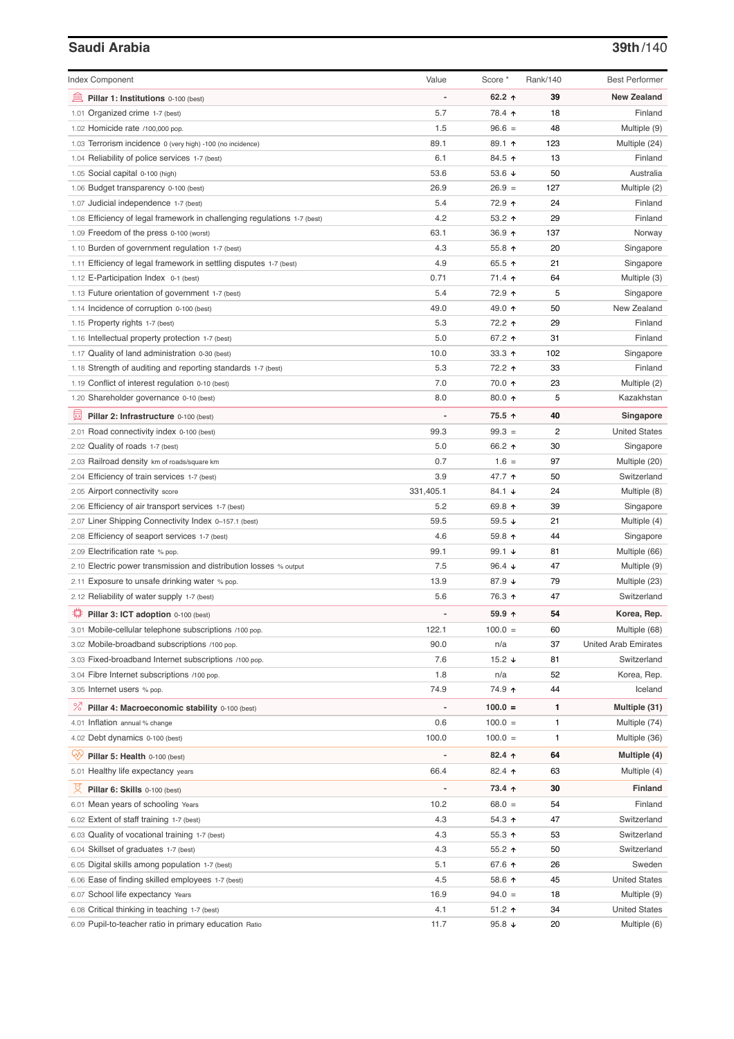## Saudi Arabia

**39th**/140

| Index Component | Value | Score * | Rank/140 | Best Performer |
|---|---|---|---|---|
| **Pillar 1: Institutions** 0-100 (best) | - | **62.2 ↑** | **39** | **New Zealand** |
| 1.01 Organized crime 1-7 (best) | 5.7 | 78.4 ↑ | 18 | Finland |
| 1.02 Homicide rate /100,000 pop. | 1.5 | 96.6 = | 48 | Multiple (9) |
| 1.03 Terrorism incidence 0 (very high) -100 (no incidence) | 89.1 | 89.1 ↑ | 123 | Multiple (24) |
| 1.04 Reliability of police services 1-7 (best) | 6.1 | 84.5 ↑ | 13 | Finland |
| 1.05 Social capital 0-100 (high) | 53.6 | 53.6 ↓ | 50 | Australia |
| 1.06 Budget transparency 0-100 (best) | 26.9 | 26.9 = | 127 | Multiple (2) |
| 1.07 Judicial independence 1-7 (best) | 5.4 | 72.9 ↑ | 24 | Finland |
| 1.08 Efficiency of legal framework in challenging regulations 1-7 (best) | 4.2 | 53.2 ↑ | 29 | Finland |
| 1.09 Freedom of the press 0-100 (worst) | 63.1 | 36.9 ↑ | 137 | Norway |
| 1.10 Burden of government regulation 1-7 (best) | 4.3 | 55.8 ↑ | 20 | Singapore |
| 1.11 Efficiency of legal framework in settling disputes 1-7 (best) | 4.9 | 65.5 ↑ | 21 | Singapore |
| 1.12 E-Participation Index 0-1 (best) | 0.71 | 71.4 ↑ | 64 | Multiple (3) |
| 1.13 Future orientation of government 1-7 (best) | 5.4 | 72.9 ↑ | 5 | Singapore |
| 1.14 Incidence of corruption 0-100 (best) | 49.0 | 49.0 ↑ | 50 | New Zealand |
| 1.15 Property rights 1-7 (best) | 5.3 | 72.2 ↑ | 29 | Finland |
| 1.16 Intellectual property protection 1-7 (best) | 5.0 | 67.2 ↑ | 31 | Finland |
| 1.17 Quality of land administration 0-30 (best) | 10.0 | 33.3 ↑ | 102 | Singapore |
| 1.18 Strength of auditing and reporting standards 1-7 (best) | 5.3 | 72.2 ↑ | 33 | Finland |
| 1.19 Conflict of interest regulation 0-10 (best) | 7.0 | 70.0 ↑ | 23 | Multiple (2) |
| 1.20 Shareholder governance 0-10 (best) | 8.0 | 80.0 ↑ | 5 | Kazakhstan |
| **Pillar 2: Infrastructure** 0-100 (best) | - | **75.5 ↑** | **40** | **Singapore** |
| 2.01 Road connectivity index 0-100 (best) | 99.3 | 99.3 = | 2 | United States |
| 2.02 Quality of roads 1-7 (best) | 5.0 | 66.2 ↑ | 30 | Singapore |
| 2.03 Railroad density km of roads/square km | 0.7 | 1.6 = | 97 | Multiple (20) |
| 2.04 Efficiency of train services 1-7 (best) | 3.9 | 47.7 ↑ | 50 | Switzerland |
| 2.05 Airport connectivity score | 331,405.1 | 84.1 ↓ | 24 | Multiple (8) |
| 2.06 Efficiency of air transport services 1-7 (best) | 5.2 | 69.8 ↑ | 39 | Singapore |
| 2.07 Liner Shipping Connectivity Index 0–157.1 (best) | 59.5 | 59.5 ↓ | 21 | Multiple (4) |
| 2.08 Efficiency of seaport services 1-7 (best) | 4.6 | 59.8 ↑ | 44 | Singapore |
| 2.09 Electrification rate % pop. | 99.1 | 99.1 ↓ | 81 | Multiple (66) |
| 2.10 Electric power transmission and distribution losses % output | 7.5 | 96.4 ↓ | 47 | Multiple (9) |
| 2.11 Exposure to unsafe drinking water % pop. | 13.9 | 87.9 ↓ | 79 | Multiple (23) |
| 2.12 Reliability of water supply 1-7 (best) | 5.6 | 76.3 ↑ | 47 | Switzerland |
| **Pillar 3: ICT adoption** 0-100 (best) | - | **59.9 ↑** | **54** | **Korea, Rep.** |
| 3.01 Mobile-cellular telephone subscriptions /100 pop. | 122.1 | 100.0 = | 60 | Multiple (68) |
| 3.02 Mobile-broadband subscriptions /100 pop. | 90.0 | n/a | 37 | United Arab Emirates |
| 3.03 Fixed-broadband Internet subscriptions /100 pop. | 7.6 | 15.2 ↓ | 81 | Switzerland |
| 3.04 Fibre Internet subscriptions /100 pop. | 1.8 | n/a | 52 | Korea, Rep. |
| 3.05 Internet users % pop. | 74.9 | 74.9 ↑ | 44 | Iceland |
| **Pillar 4: Macroeconomic stability** 0-100 (best) | - | **100.0 =** | **1** | **Multiple (31)** |
| 4.01 Inflation annual % change | 0.6 | 100.0 = | 1 | Multiple (74) |
| 4.02 Debt dynamics 0-100 (best) | 100.0 | 100.0 = | 1 | Multiple (36) |
| **Pillar 5: Health** 0-100 (best) | - | **82.4 ↑** | **64** | **Multiple (4)** |
| 5.01 Healthy life expectancy years | 66.4 | 82.4 ↑ | 63 | Multiple (4) |
| **Pillar 6: Skills** 0-100 (best) | - | **73.4 ↑** | **30** | **Finland** |
| 6.01 Mean years of schooling Years | 10.2 | 68.0 = | 54 | Finland |
| 6.02 Extent of staff training 1-7 (best) | 4.3 | 54.3 ↑ | 47 | Switzerland |
| 6.03 Quality of vocational training 1-7 (best) | 4.3 | 55.3 ↑ | 53 | Switzerland |
| 6.04 Skillset of graduates 1-7 (best) | 4.3 | 55.2 ↑ | 50 | Switzerland |
| 6.05 Digital skills among population 1-7 (best) | 5.1 | 67.6 ↑ | 26 | Sweden |
| 6.06 Ease of finding skilled employees 1-7 (best) | 4.5 | 58.6 ↑ | 45 | United States |
| 6.07 School life expectancy Years | 16.9 | 94.0 = | 18 | Multiple (9) |
| 6.08 Critical thinking in teaching 1-7 (best) | 4.1 | 51.2 ↑ | 34 | United States |
| 6.09 Pupil-to-teacher ratio in primary education Ratio | 11.7 | 95.8 ↓ | 20 | Multiple (6) |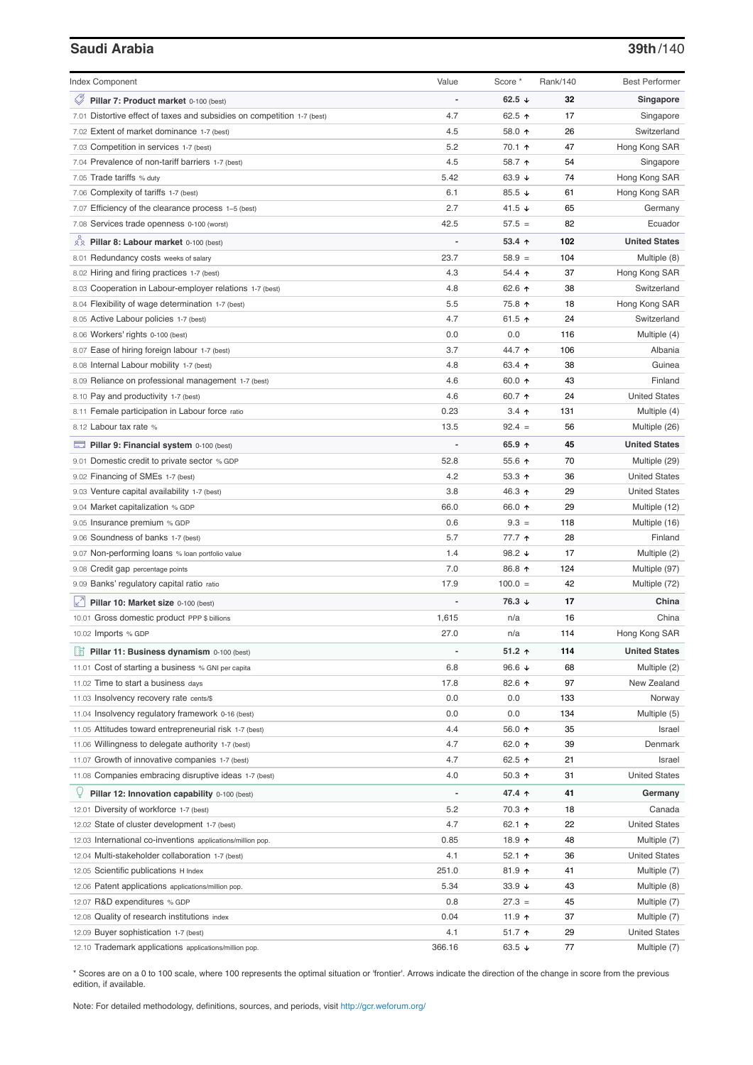## Saudi Arabia

**39th**/140

| Index Component | Value | Score * | Rank/140 | Best Performer |
|---|---|---|---|---|
| **Pillar 7: Product market** 0-100 (best) | - | **62.5 ↑** | **32** | **Singapore** |
| 7.01 Distortive effect of taxes and subsidies on competition 1-7 (best) | 4.7 | 62.5 ↑ | 17 | Singapore |
| 7.02 Extent of market dominance 1-7 (best) | 4.5 | 58.0 ↑ | 26 | Switzerland |
| 7.03 Competition in services 1-7 (best) | 5.2 | 70.1 ↑ | 47 | Hong Kong SAR |
| 7.04 Prevalence of non-tariff barriers 1-7 (best) | 4.5 | 58.7 ↑ | 54 | Singapore |
| 7.05 Trade tariffs % duty | 5.42 | 63.9 ↓ | 74 | Hong Kong SAR |
| 7.06 Complexity of tariffs 1-7 (best) | 6.1 | 85.5 ↓ | 61 | Hong Kong SAR |
| 7.07 Efficiency of the clearance process 1–5 (best) | 2.7 | 41.5 ↓ | 65 | Germany |
| 7.08 Services trade openness 0-100 (worst) | 42.5 | 57.5 = | 82 | Ecuador |
| **Pillar 8: Labour market** 0-100 (best) | - | **53.4 ↑** | **102** | **United States** |
| 8.01 Redundancy costs weeks of salary | 23.7 | 58.9 = | 104 | Multiple (8) |
| 8.02 Hiring and firing practices 1-7 (best) | 4.3 | 54.4 ↑ | 37 | Hong Kong SAR |
| 8.03 Cooperation in Labour-employer relations 1-7 (best) | 4.8 | 62.6 ↑ | 38 | Switzerland |
| 8.04 Flexibility of wage determination 1-7 (best) | 5.5 | 75.8 ↑ | 18 | Hong Kong SAR |
| 8.05 Active Labour policies 1-7 (best) | 4.7 | 61.5 ↑ | 24 | Switzerland |
| 8.06 Workers' rights 0-100 (best) | 0.0 | 0.0 | 116 | Multiple (4) |
| 8.07 Ease of hiring foreign labour 1-7 (best) | 3.7 | 44.7 ↑ | 106 | Albania |
| 8.08 Internal Labour mobility 1-7 (best) | 4.8 | 63.4 ↑ | 38 | Guinea |
| 8.09 Reliance on professional management 1-7 (best) | 4.6 | 60.0 ↑ | 43 | Finland |
| 8.10 Pay and productivity 1-7 (best) | 4.6 | 60.7 ↑ | 24 | United States |
| 8.11 Female participation in Labour force ratio | 0.23 | 3.4 ↑ | 131 | Multiple (4) |
| 8.12 Labour tax rate % | 13.5 | 92.4 = | 56 | Multiple (26) |
| **Pillar 9: Financial system** 0-100 (best) | - | **65.9 ↑** | **45** | **United States** |
| 9.01 Domestic credit to private sector % GDP | 52.8 | 55.6 ↑ | 70 | Multiple (29) |
| 9.02 Financing of SMEs 1-7 (best) | 4.2 | 53.3 ↑ | 36 | United States |
| 9.03 Venture capital availability 1-7 (best) | 3.8 | 46.3 ↑ | 29 | United States |
| 9.04 Market capitalization % GDP | 66.0 | 66.0 ↑ | 29 | Multiple (12) |
| 9.05 Insurance premium % GDP | 0.6 | 9.3 = | 118 | Multiple (16) |
| 9.06 Soundness of banks 1-7 (best) | 5.7 | 77.7 ↑ | 28 | Finland |
| 9.07 Non-performing loans % loan portfolio value | 1.4 | 98.2 ↓ | 17 | Multiple (2) |
| 9.08 Credit gap percentage points | 7.0 | 86.8 ↑ | 124 | Multiple (97) |
| 9.09 Banks' regulatory capital ratio ratio | 17.9 | 100.0 = | 42 | Multiple (72) |
| **Pillar 10: Market size** 0-100 (best) | - | **76.3 ↓** | **17** | **China** |
| 10.01 Gross domestic product PPP $ billions | 1,615 | n/a | 16 | China |
| 10.02 Imports % GDP | 27.0 | n/a | 114 | Hong Kong SAR |
| **Pillar 11: Business dynamism** 0-100 (best) | - | **51.2 ↑** | **114** | **United States** |
| 11.01 Cost of starting a business % GNI per capita | 6.8 | 96.6 ↓ | 68 | Multiple (2) |
| 11.02 Time to start a business days | 17.8 | 82.6 ↑ | 97 | New Zealand |
| 11.03 Insolvency recovery rate cents/$ | 0.0 | 0.0 | 133 | Norway |
| 11.04 Insolvency regulatory framework 0-16 (best) | 0.0 | 0.0 | 134 | Multiple (5) |
| 11.05 Attitudes toward entrepreneurial risk 1-7 (best) | 4.4 | 56.0 ↑ | 35 | Israel |
| 11.06 Willingness to delegate authority 1-7 (best) | 4.7 | 62.0 ↑ | 39 | Denmark |
| 11.07 Growth of innovative companies 1-7 (best) | 4.7 | 62.5 ↑ | 21 | Israel |
| 11.08 Companies embracing disruptive ideas 1-7 (best) | 4.0 | 50.3 ↑ | 31 | United States |
| **Pillar 12: Innovation capability** 0-100 (best) | - | **47.4 ↑** | **41** | **Germany** |
| 12.01 Diversity of workforce 1-7 (best) | 5.2 | 70.3 ↑ | 18 | Canada |
| 12.02 State of cluster development 1-7 (best) | 4.7 | 62.1 ↑ | 22 | United States |
| 12.03 International co-inventions applications/million pop. | 0.85 | 18.9 ↑ | 48 | Multiple (7) |
| 12.04 Multi-stakeholder collaboration 1-7 (best) | 4.1 | 52.1 ↑ | 36 | United States |
| 12.05 Scientific publications H Index | 251.0 | 81.9 ↑ | 41 | Multiple (7) |
| 12.06 Patent applications applications/million pop. | 5.34 | 33.9 ↓ | 43 | Multiple (8) |
| 12.07 R&D expenditures % GDP | 0.8 | 27.3 = | 45 | Multiple (7) |
| 12.08 Quality of research institutions index | 0.04 | 11.9 ↑ | 37 | Multiple (7) |
| 12.09 Buyer sophistication 1-7 (best) | 4.1 | 51.7 ↑ | 29 | United States |
| 12.10 Trademark applications applications/million pop. | 366.16 | 63.5 ↓ | 77 | Multiple (7) |

* Scores are on a 0 to 100 scale, where 100 represents the optimal situation or 'frontier'. Arrows indicate the direction of the change in score from the previous edition, if available.

Note: For detailed methodology, definitions, sources, and periods, visit http://gcr.weforum.org/